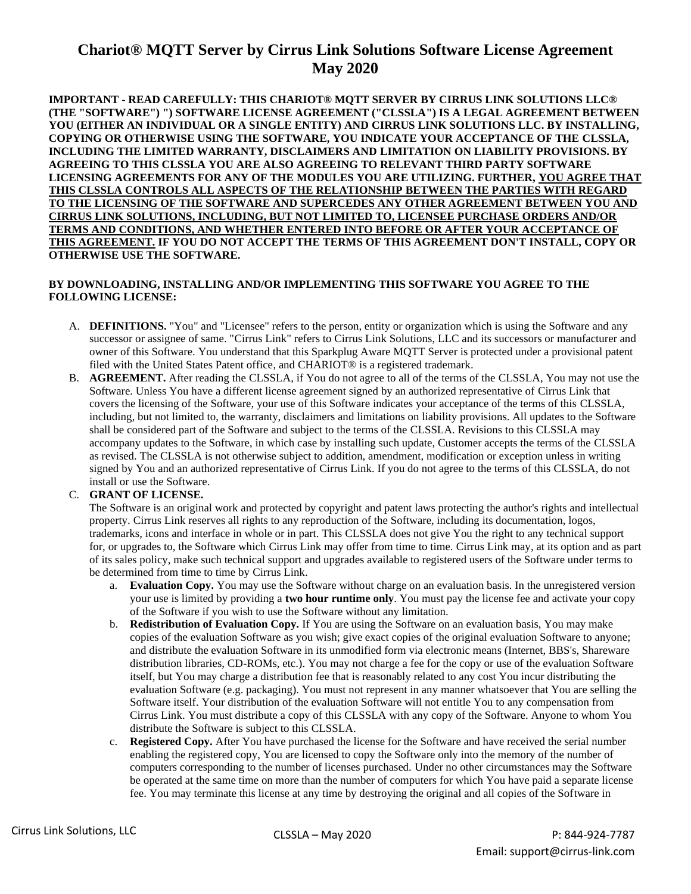# Chariot® MQTT Server by Cirrus Link Solutions Software License Agreement May 2020

**IMPORTANT - READ CAREFULLY: THIS CHARIOT® MQTT SERVER BY CIRRUS LINK SOLUTIONS LLC® (THE "SOFTWARE") ") SOFTWARE LICENSE AGREEMENT ("CLSSLA") IS A LEGAL AGREEMENT BETWEEN YOU (EITHER AN INDIVIDUAL OR A SINGLE ENTITY) AND CIRRUS LINK SOLUTIONS LLC. BY INSTALLING, COPYING OR OTHERWISE USING THE SOFTWARE, YOU INDICATE YOUR ACCEPTANCE OF THE CLSSLA, INCLUDING THE LIMITED WARRANTY, DISCLAIMERS AND LIMITATION ON LIABILITY PROVISIONS. BY AGREEING TO THIS CLSSLA YOU ARE ALSO AGREEING TO RELEVANT THIRD PARTY SOFTWARE LICENSING AGREEMENTS FOR ANY OF THE MODULES YOU ARE UTILIZING. FURTHER, <u>YOU AGREE THAT THIS CLSSLA CONTROLS ALL ASPECTS OF THE RELATIONSHIP BETWEEN THE PARTIES WITH REGARD TO THE LICENSING OF THE SOFTWARE AND SUPERCEDES ANY OTHER AGREEMENT BETWEEN YOU AND CIRRUS LINK SOLUTIONS, INCLUDING, BUT NOT LIMITED TO, LICENSEE PURCHASE ORDERS AND/OR TERMS AND CONDITIONS, AND WHETHER ENTERED INTO BEFORE OR AFTER YOUR ACCEPTANCE OF THIS AGREEMENT.</u> IF YOU DO NOT ACCEPT THE TERMS OF THIS AGREEMENT DON'T INSTALL, COPY OR OTHERWISE USE THE SOFTWARE.**

**BY DOWNLOADING, INSTALLING AND/OR IMPLEMENTING THIS SOFTWARE YOU AGREE TO THE FOLLOWING LICENSE:**

A. **DEFINITIONS.** "You" and "Licensee" refers to the person, entity or organization which is using the Software and any successor or assignee of same. "Cirrus Link" refers to Cirrus Link Solutions, LLC and its successors or manufacturer and owner of this Software. You understand that this Sparkplug Aware MQTT Server is protected under a provisional patent filed with the United States Patent office, and CHARIOT® is a registered trademark.

B. **AGREEMENT.** After reading the CLSSLA, if You do not agree to all of the terms of the CLSSLA, You may not use the Software. Unless You have a different license agreement signed by an authorized representative of Cirrus Link that covers the licensing of the Software, your use of this Software indicates your acceptance of the terms of this CLSSLA, including, but not limited to, the warranty, disclaimers and limitations on liability provisions. All updates to the Software shall be considered part of the Software and subject to the terms of the CLSSLA. Revisions to this CLSSLA may accompany updates to the Software, in which case by installing such update, Customer accepts the terms of the CLSSLA as revised. The CLSSLA is not otherwise subject to addition, amendment, modification or exception unless in writing signed by You and an authorized representative of Cirrus Link. If you do not agree to the terms of this CLSSLA, do not install or use the Software.

C. **GRANT OF LICENSE.**
The Software is an original work and protected by copyright and patent laws protecting the author's rights and intellectual property. Cirrus Link reserves all rights to any reproduction of the Software, including its documentation, logos, trademarks, icons and interface in whole or in part. This CLSSLA does not give You the right to any technical support for, or upgrades to, the Software which Cirrus Link may offer from time to time. Cirrus Link may, at its option and as part of its sales policy, make such technical support and upgrades available to registered users of the Software under terms to be determined from time to time by Cirrus Link.

   a. **Evaluation Copy.** You may use the Software without charge on an evaluation basis. In the unregistered version your use is limited by providing a **two hour runtime only**. You must pay the license fee and activate your copy of the Software if you wish to use the Software without any limitation.

   b. **Redistribution of Evaluation Copy.** If You are using the Software on an evaluation basis, You may make copies of the evaluation Software as you wish; give exact copies of the original evaluation Software to anyone; and distribute the evaluation Software in its unmodified form via electronic means (Internet, BBS's, Shareware distribution libraries, CD-ROMs, etc.). You may not charge a fee for the copy or use of the evaluation Software itself, but You may charge a distribution fee that is reasonably related to any cost You incur distributing the evaluation Software (e.g. packaging). You must not represent in any manner whatsoever that You are selling the Software itself. Your distribution of the evaluation Software will not entitle You to any compensation from Cirrus Link. You must distribute a copy of this CLSSLA with any copy of the Software. Anyone to whom You distribute the Software is subject to this CLSSLA.

   c. **Registered Copy.** After You have purchased the license for the Software and have received the serial number enabling the registered copy, You are licensed to copy the Software only into the memory of the number of computers corresponding to the number of licenses purchased. Under no other circumstances may the Software be operated at the same time on more than the number of computers for which You have paid a separate license fee. You may terminate this license at any time by destroying the original and all copies of the Software in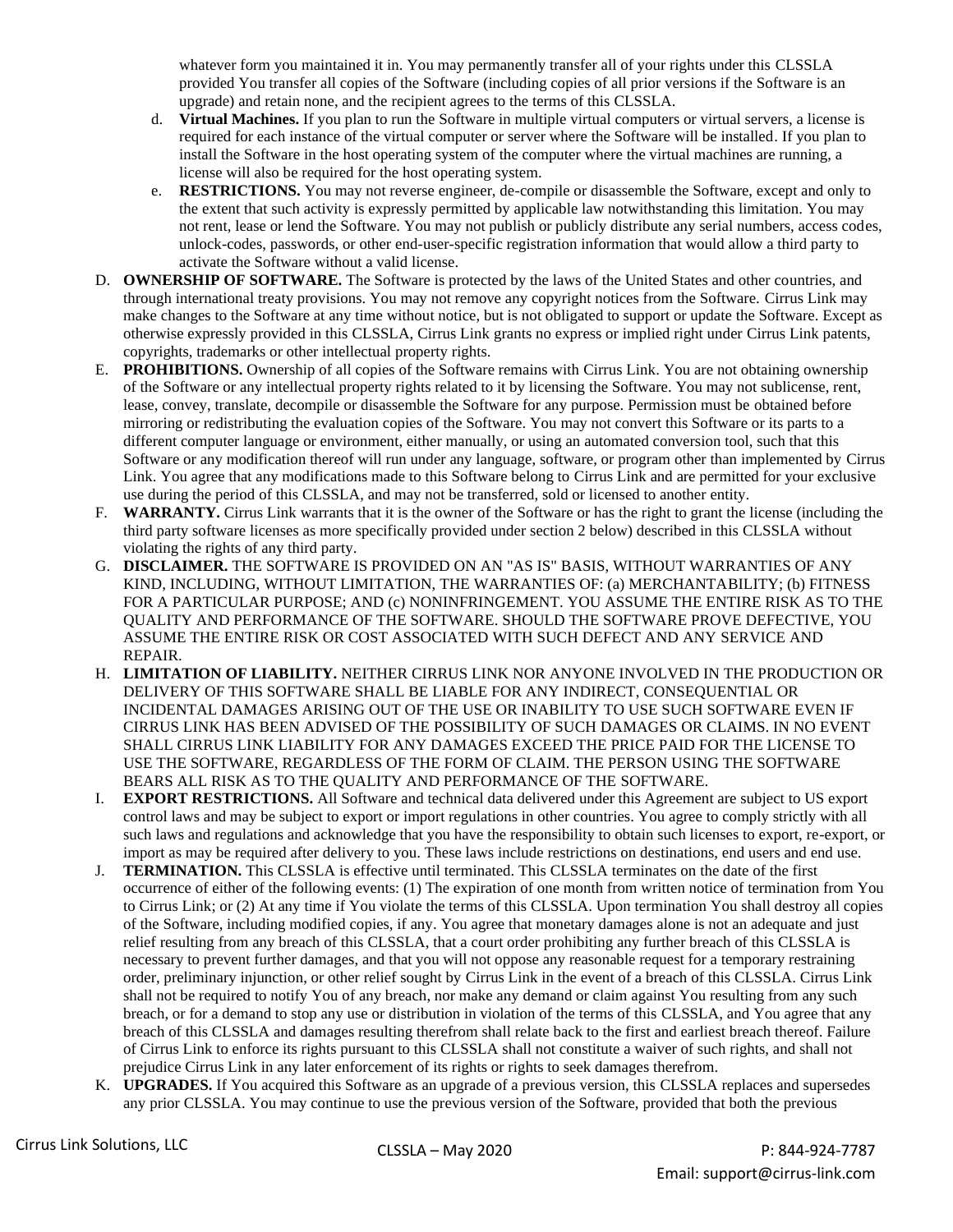whatever form you maintained it in. You may permanently transfer all of your rights under this CLSSLA provided You transfer all copies of the Software (including copies of all prior versions if the Software is an upgrade) and retain none, and the recipient agrees to the terms of this CLSSLA.

d. **Virtual Machines.** If you plan to run the Software in multiple virtual computers or virtual servers, a license is required for each instance of the virtual computer or server where the Software will be installed. If you plan to install the Software in the host operating system of the computer where the virtual machines are running, a license will also be required for the host operating system.

e. **RESTRICTIONS.** You may not reverse engineer, de-compile or disassemble the Software, except and only to the extent that such activity is expressly permitted by applicable law notwithstanding this limitation. You may not rent, lease or lend the Software. You may not publish or publicly distribute any serial numbers, access codes, unlock-codes, passwords, or other end-user-specific registration information that would allow a third party to activate the Software without a valid license.

D. **OWNERSHIP OF SOFTWARE.** The Software is protected by the laws of the United States and other countries, and through international treaty provisions. You may not remove any copyright notices from the Software. Cirrus Link may make changes to the Software at any time without notice, but is not obligated to support or update the Software. Except as otherwise expressly provided in this CLSSLA, Cirrus Link grants no express or implied right under Cirrus Link patents, copyrights, trademarks or other intellectual property rights.

E. **PROHIBITIONS.** Ownership of all copies of the Software remains with Cirrus Link. You are not obtaining ownership of the Software or any intellectual property rights related to it by licensing the Software. You may not sublicense, rent, lease, convey, translate, decompile or disassemble the Software for any purpose. Permission must be obtained before mirroring or redistributing the evaluation copies of the Software. You may not convert this Software or its parts to a different computer language or environment, either manually, or using an automated conversion tool, such that this Software or any modification thereof will run under any language, software, or program other than implemented by Cirrus Link. You agree that any modifications made to this Software belong to Cirrus Link and are permitted for your exclusive use during the period of this CLSSLA, and may not be transferred, sold or licensed to another entity.

F. **WARRANTY.** Cirrus Link warrants that it is the owner of the Software or has the right to grant the license (including the third party software licenses as more specifically provided under section 2 below) described in this CLSSLA without violating the rights of any third party.

G. **DISCLAIMER.** THE SOFTWARE IS PROVIDED ON AN "AS IS" BASIS, WITHOUT WARRANTIES OF ANY KIND, INCLUDING, WITHOUT LIMITATION, THE WARRANTIES OF: (a) MERCHANTABILITY; (b) FITNESS FOR A PARTICULAR PURPOSE; AND (c) NONINFRINGEMENT. YOU ASSUME THE ENTIRE RISK AS TO THE QUALITY AND PERFORMANCE OF THE SOFTWARE. SHOULD THE SOFTWARE PROVE DEFECTIVE, YOU ASSUME THE ENTIRE RISK OR COST ASSOCIATED WITH SUCH DEFECT AND ANY SERVICE AND REPAIR.

H. **LIMITATION OF LIABILITY.** NEITHER CIRRUS LINK NOR ANYONE INVOLVED IN THE PRODUCTION OR DELIVERY OF THIS SOFTWARE SHALL BE LIABLE FOR ANY INDIRECT, CONSEQUENTIAL OR INCIDENTAL DAMAGES ARISING OUT OF THE USE OR INABILITY TO USE SUCH SOFTWARE EVEN IF CIRRUS LINK HAS BEEN ADVISED OF THE POSSIBILITY OF SUCH DAMAGES OR CLAIMS. IN NO EVENT SHALL CIRRUS LINK LIABILITY FOR ANY DAMAGES EXCEED THE PRICE PAID FOR THE LICENSE TO USE THE SOFTWARE, REGARDLESS OF THE FORM OF CLAIM. THE PERSON USING THE SOFTWARE BEARS ALL RISK AS TO THE QUALITY AND PERFORMANCE OF THE SOFTWARE.

I. **EXPORT RESTRICTIONS.** All Software and technical data delivered under this Agreement are subject to US export control laws and may be subject to export or import regulations in other countries. You agree to comply strictly with all such laws and regulations and acknowledge that you have the responsibility to obtain such licenses to export, re-export, or import as may be required after delivery to you. These laws include restrictions on destinations, end users and end use.

J. **TERMINATION.** This CLSSLA is effective until terminated. This CLSSLA terminates on the date of the first occurrence of either of the following events: (1) The expiration of one month from written notice of termination from You to Cirrus Link; or (2) At any time if You violate the terms of this CLSSLA. Upon termination You shall destroy all copies of the Software, including modified copies, if any. You agree that monetary damages alone is not an adequate and just relief resulting from any breach of this CLSSLA, that a court order prohibiting any further breach of this CLSSLA is necessary to prevent further damages, and that you will not oppose any reasonable request for a temporary restraining order, preliminary injunction, or other relief sought by Cirrus Link in the event of a breach of this CLSSLA. Cirrus Link shall not be required to notify You of any breach, nor make any demand or claim against You resulting from any such breach, or for a demand to stop any use or distribution in violation of the terms of this CLSSLA, and You agree that any breach of this CLSSLA and damages resulting therefrom shall relate back to the first and earliest breach thereof. Failure of Cirrus Link to enforce its rights pursuant to this CLSSLA shall not constitute a waiver of such rights, and shall not prejudice Cirrus Link in any later enforcement of its rights or rights to seek damages therefrom.

K. **UPGRADES.** If You acquired this Software as an upgrade of a previous version, this CLSSLA replaces and supersedes any prior CLSSLA. You may continue to use the previous version of the Software, provided that both the previous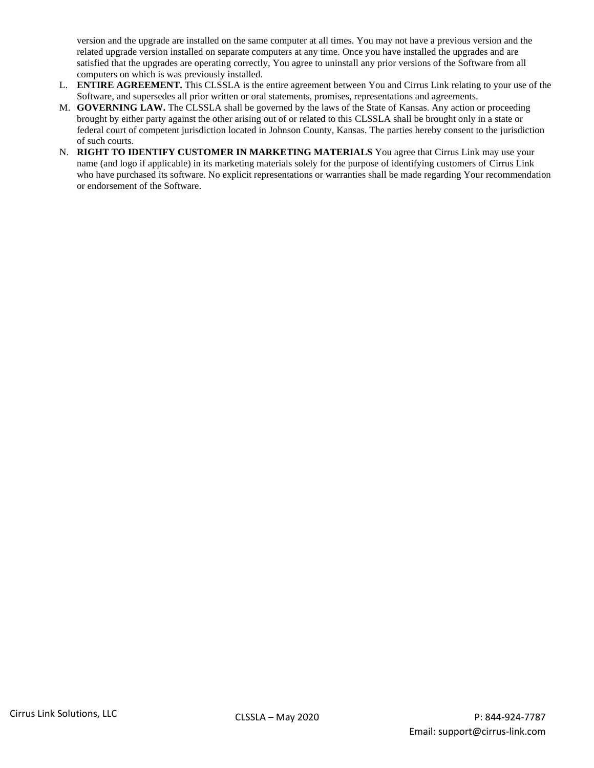version and the upgrade are installed on the same computer at all times. You may not have a previous version and the related upgrade version installed on separate computers at any time. Once you have installed the upgrades and are satisfied that the upgrades are operating correctly, You agree to uninstall any prior versions of the Software from all computers on which is was previously installed.

L. **ENTIRE AGREEMENT.** This CLSSLA is the entire agreement between You and Cirrus Link relating to your use of the Software, and supersedes all prior written or oral statements, promises, representations and agreements.

M. **GOVERNING LAW.** The CLSSLA shall be governed by the laws of the State of Kansas. Any action or proceeding brought by either party against the other arising out of or related to this CLSSLA shall be brought only in a state or federal court of competent jurisdiction located in Johnson County, Kansas. The parties hereby consent to the jurisdiction of such courts.

N. **RIGHT TO IDENTIFY CUSTOMER IN MARKETING MATERIALS** You agree that Cirrus Link may use your name (and logo if applicable) in its marketing materials solely for the purpose of identifying customers of Cirrus Link who have purchased its software. No explicit representations or warranties shall be made regarding Your recommendation or endorsement of the Software.